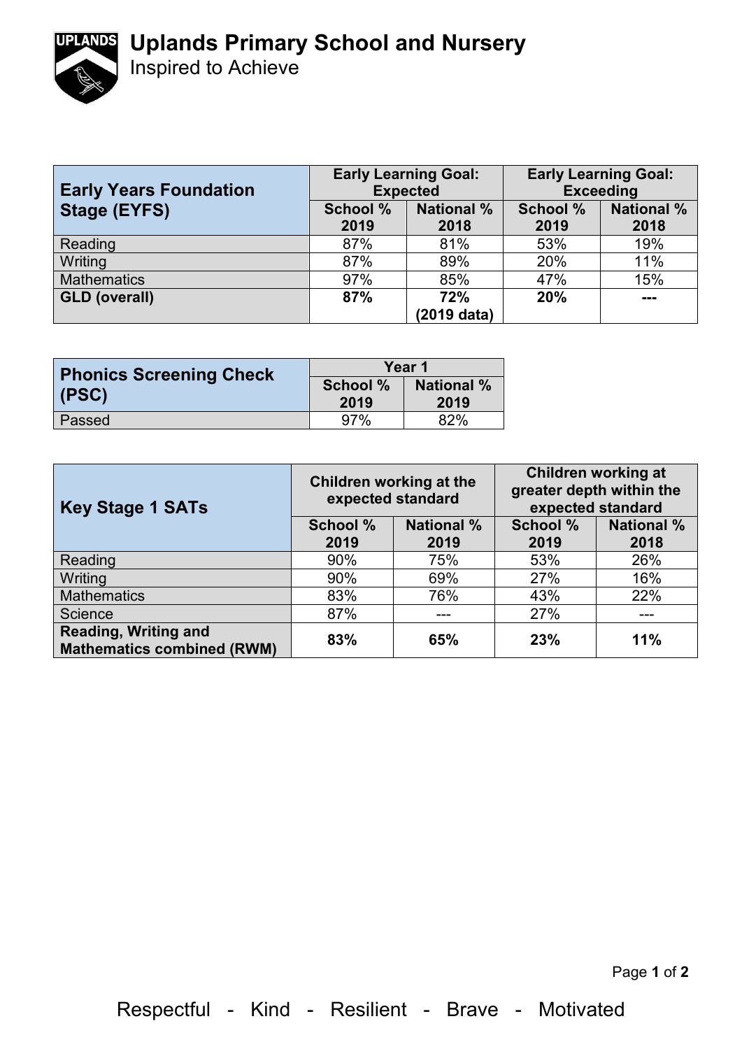# Uplands Primary School and Nursery

Inspired to Achieve

| Early Years Foundation Stage (EYFS) | Early Learning Goal: Expected | | Early Learning Goal: Exceeding | |
|---|---|---|---|---|
| | School % 2019 | National % 2018 | School % 2019 | National % 2018 |
| Reading | 87% | 81% | 53% | 19% |
| Writing | 87% | 89% | 20% | 11% |
| Mathematics | 97% | 85% | 47% | 15% |
| **GLD (overall)** | **87%** | **72% (2019 data)** | **20%** | **---** |

| Phonics Screening Check (PSC) | Year 1 | |
|---|---|---|
| | School % 2019 | National % 2019 |
| Passed | 97% | 82% |

| Key Stage 1 SATs | Children working at the expected standard | | Children working at greater depth within the expected standard | |
|---|---|---|---|---|
| | School % 2019 | National % 2019 | School % 2019 | National % 2018 |
| Reading | 90% | 75% | 53% | 26% |
| Writing | 90% | 69% | 27% | 16% |
| Mathematics | 83% | 76% | 43% | 22% |
| Science | 87% | --- | 27% | --- |
| **Reading, Writing and Mathematics combined (RWM)** | **83%** | **65%** | **23%** | **11%** |

Respectful - Kind - Resilient - Brave - Motivated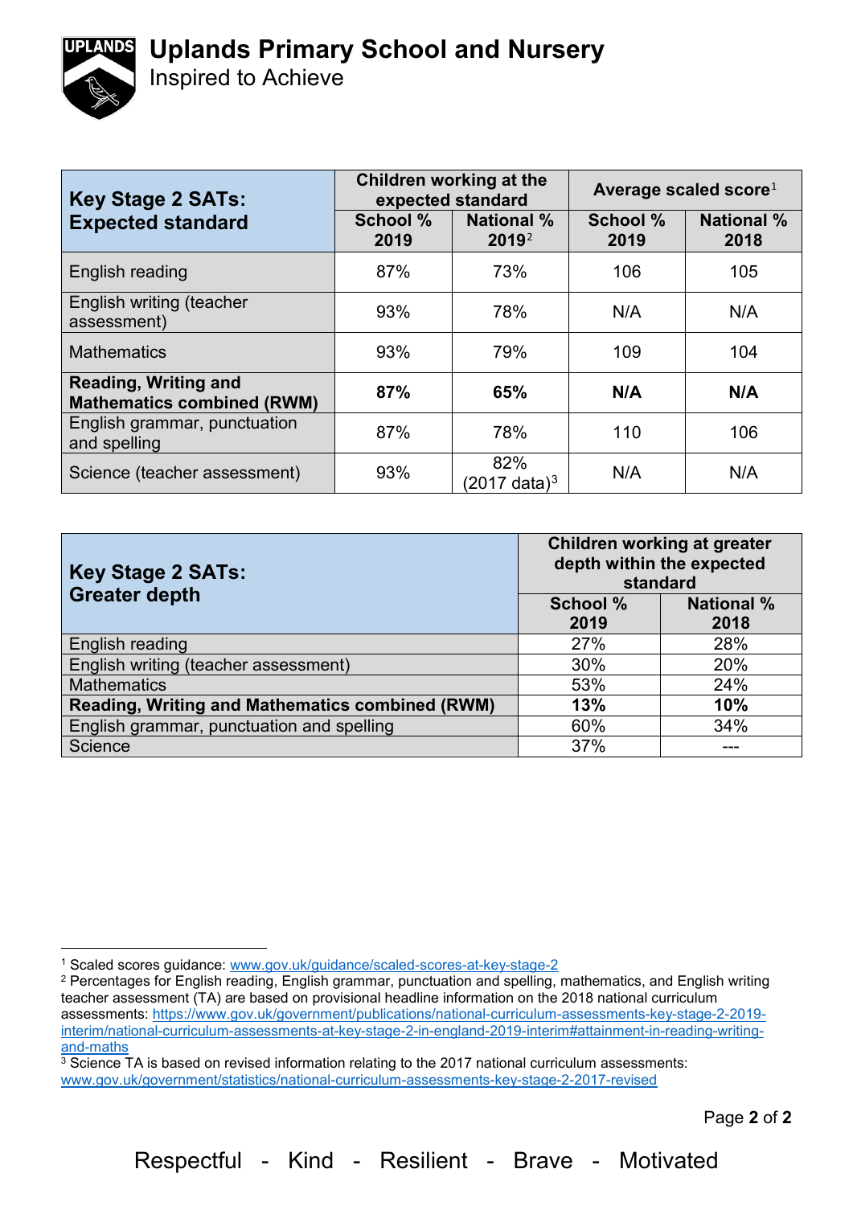# Uplands Primary School and Nursery

Inspired to Achieve

| Key Stage 2 SATs: Expected standard | Children working at the expected standard | | Average scaled score[1] | |
|---|---|---|---|---|
| | School % 2019 | National % 2019[2] | School % 2019 | National % 2018 |
| English reading | 87% | 73% | 106 | 105 |
| English writing (teacher assessment) | 93% | 78% | N/A | N/A |
| Mathematics | 93% | 79% | 109 | 104 |
| **Reading, Writing and Mathematics combined (RWM)** | **87%** | **65%** | **N/A** | **N/A** |
| English grammar, punctuation and spelling | 87% | 78% | 110 | 106 |
| Science (teacher assessment) | 93% | 82% (2017 data)[3] | N/A | N/A |

| Key Stage 2 SATs: Greater depth | Children working at greater depth within the expected standard | |
|---|---|---|
| | School % 2019 | National % 2018 |
| English reading | 27% | 28% |
| English writing (teacher assessment) | 30% | 20% |
| Mathematics | 53% | 24% |
| **Reading, Writing and Mathematics combined (RWM)** | **13%** | **10%** |
| English grammar, punctuation and spelling | 60% | 34% |
| Science | 37% | --- |

[1] Scaled scores guidance: www.gov.uk/guidance/scaled-scores-at-key-stage-2

[2] Percentages for English reading, English grammar, punctuation and spelling, mathematics, and English writing teacher assessment (TA) are based on provisional headline information on the 2018 national curriculum assessments: https://www.gov.uk/government/publications/national-curriculum-assessments-key-stage-2-2019-interim/national-curriculum-assessments-at-key-stage-2-in-england-2019-interim#attainment-in-reading-writing-and-maths

[3] Science TA is based on revised information relating to the 2017 national curriculum assessments: www.gov.uk/government/statistics/national-curriculum-assessments-key-stage-2-2017-revised

Respectful - Kind - Resilient - Brave - Motivated